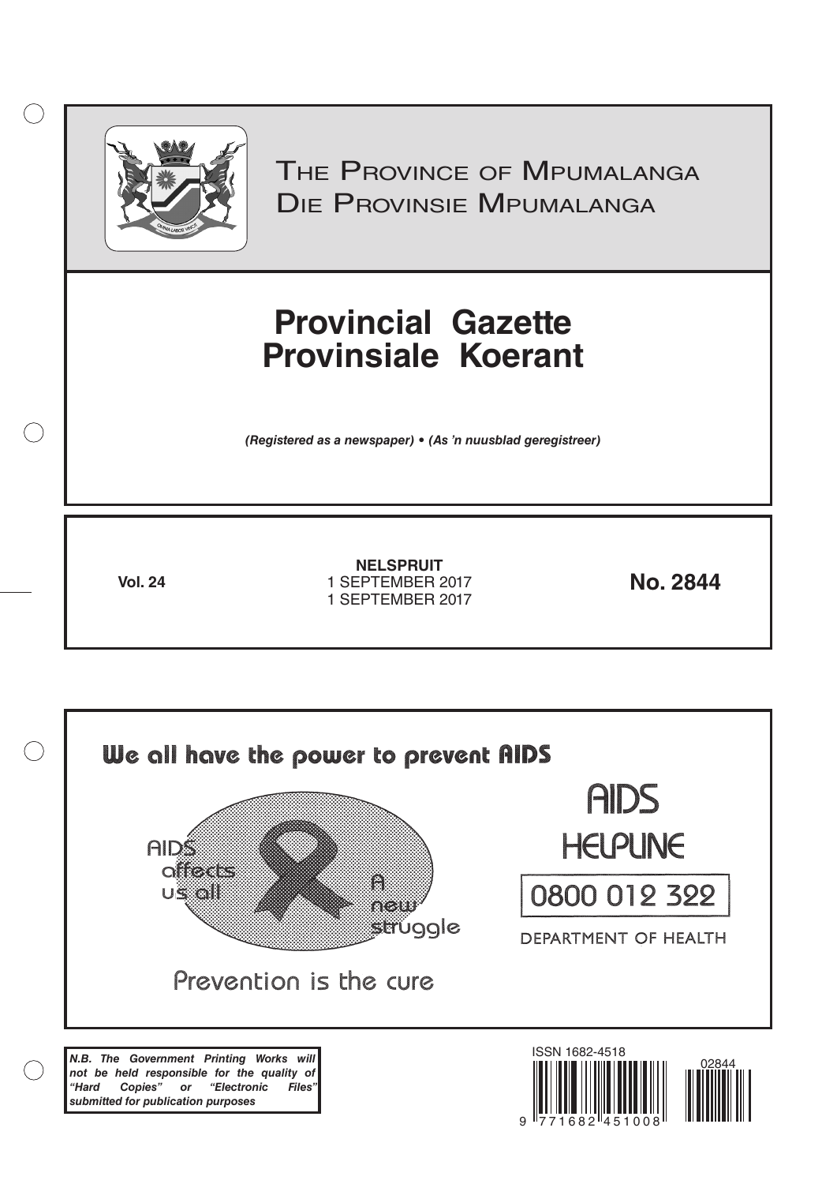# The Province of Mpumalanga
# Die Provinsie Mpumalanga

# Provincial Gazette
# Provinsiale Koerant

***(Registered as a newspaper) • (As 'n nuusblad geregistreer)***

**Vol. 24**

**NELSPRUIT**
1 SEPTEMBER 2017
1 SEPTEMBER 2017

**No. 2844**

We all have the power to prevent AIDS

AIDS affects us all

A new struggle

Prevention is the cure

AIDS HELPLINE

0800 012 322

DEPARTMENT OF HEALTH

***N.B. The Government Printing Works will not be held responsible for the quality of "Hard Copies" or "Electronic Files" submitted for publication purposes***

ISSN 1682-4518

02844

9 771682 451008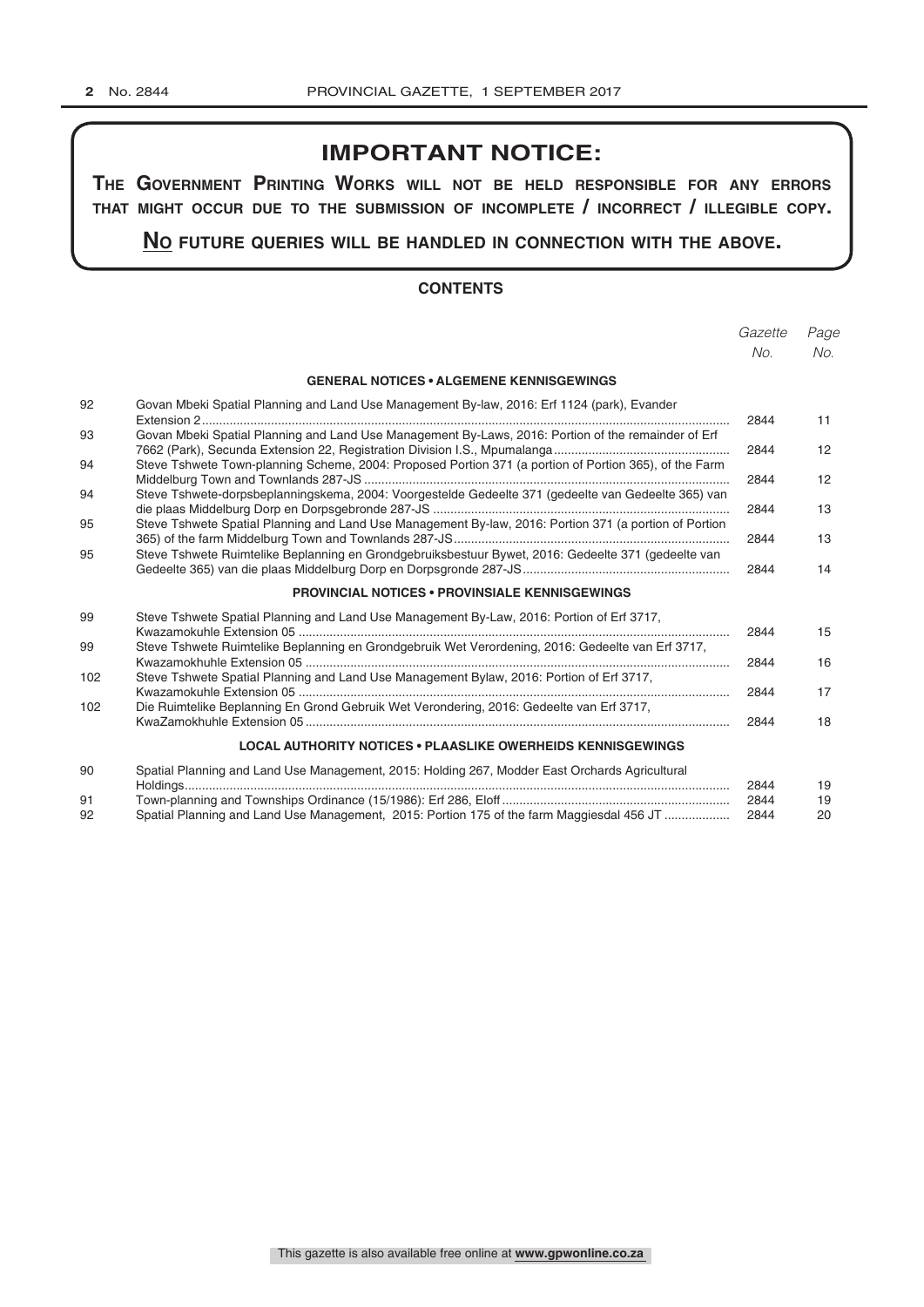# IMPORTANT NOTICE:

**THE GOVERNMENT PRINTING WORKS WILL NOT BE HELD RESPONSIBLE FOR ANY ERRORS THAT MIGHT OCCUR DUE TO THE SUBMISSION OF INCOMPLETE / INCORRECT / ILLEGIBLE COPY.**

**NO FUTURE QUERIES WILL BE HANDLED IN CONNECTION WITH THE ABOVE.**

## CONTENTS

| | | *Gazette No.* | *Page No.* |
|---|---|---|---|
| | **GENERAL NOTICES • ALGEMENE KENNISGEWINGS** | | |
| 92 | Govan Mbeki Spatial Planning and Land Use Management By-law, 2016: Erf 1124 (park), Evander Extension 2 | 2844 | 11 |
| 93 | Govan Mbeki Spatial Planning and Land Use Management By-Laws, 2016: Portion of the remainder of Erf 7662 (Park), Secunda Extension 22, Registration Division I.S., Mpumalanga | 2844 | 12 |
| 94 | Steve Tshwete Town-planning Scheme, 2004: Proposed Portion 371 (a portion of Portion 365), of the Farm Middelburg Town and Townlands 287-JS | 2844 | 12 |
| 94 | Steve Tshwete-dorpsbeplanningskema, 2004: Voorgestelde Gedeelte 371 (gedeelte van Gedeelte 365) van die plaas Middelburg Dorp en Dorpsgebronde 287-JS | 2844 | 13 |
| 95 | Steve Tshwete Spatial Planning and Land Use Management By-law, 2016: Portion 371 (a portion of Portion 365) of the farm Middelburg Town and Townlands 287-JS | 2844 | 13 |
| 95 | Steve Tshwete Ruimtelike Beplanning en Grondgebruiksbestuur Bywet, 2016: Gedeelte 371 (gedeelte van Gedeelte 365) van die plaas Middelburg Dorp en Dorpsgronde 287-JS | 2844 | 14 |
| | **PROVINCIAL NOTICES • PROVINSIALE KENNISGEWINGS** | | |
| 99 | Steve Tshwete Spatial Planning and Land Use Management By-Law, 2016: Portion of Erf 3717, Kwazamokuhle Extension 05 | 2844 | 15 |
| 99 | Steve Tshwete Ruimtelike Beplanning en Grondgebruik Wet Verordening, 2016: Gedeelte van Erf 3717, Kwazamokhuhle Extension 05 | 2844 | 16 |
| 102 | Steve Tshwete Spatial Planning and Land Use Management Bylaw, 2016: Portion of Erf 3717, Kwazamokuhle Extension 05 | 2844 | 17 |
| 102 | Die Ruimtelike Beplanning En Grond Gebruik Wet Verondering, 2016: Gedeelte van Erf 3717, KwaZamokhuhle Extension 05 | 2844 | 18 |
| | **LOCAL AUTHORITY NOTICES • PLAASLIKE OWERHEIDS KENNISGEWINGS** | | |
| 90 | Spatial Planning and Land Use Management, 2015: Holding 267, Modder East Orchards Agricultural Holdings | 2844 | 19 |
| 91 | Town-planning and Townships Ordinance (15/1986): Erf 286, Eloff | 2844 | 19 |
| 92 | Spatial Planning and Land Use Management, 2015: Portion 175 of the farm Maggiesdal 456 JT | 2844 | 20 |

This gazette is also available free online at **www.gpwonline.co.za**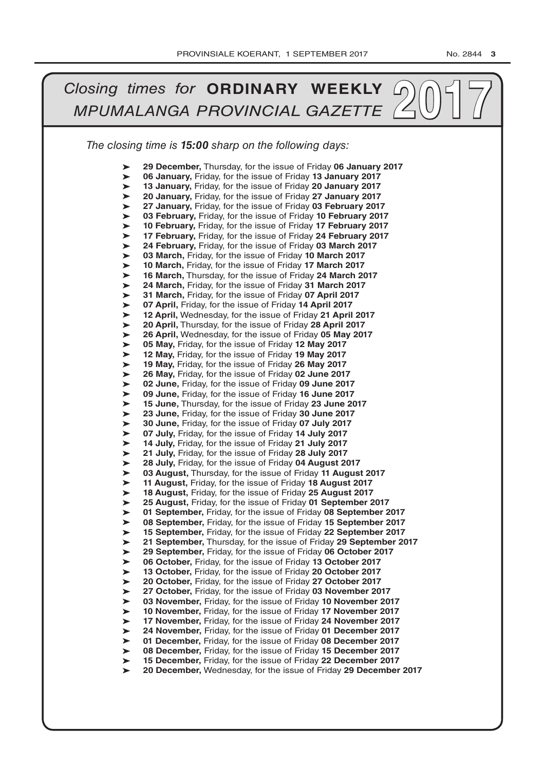# *Closing times for* **ORDINARY WEEKLY** *MPUMALANGA PROVINCIAL GAZETTE* **2017**

*The closing time is **15:00** sharp on the following days:*

- **29 December,** Thursday, for the issue of Friday **06 January 2017**
- **06 January,** Friday, for the issue of Friday **13 January 2017**
- **13 January,** Friday, for the issue of Friday **20 January 2017**
- **20 January,** Friday, for the issue of Friday **27 January 2017**
- **27 January,** Friday, for the issue of Friday **03 February 2017**
- **03 February,** Friday, for the issue of Friday **10 February 2017**
- **10 February,** Friday, for the issue of Friday **17 February 2017**
- **17 February,** Friday, for the issue of Friday **24 February 2017**
- **24 February,** Friday, for the issue of Friday **03 March 2017**
- **03 March,** Friday, for the issue of Friday **10 March 2017**
- **10 March,** Friday, for the issue of Friday **17 March 2017**
- **16 March,** Thursday, for the issue of Friday **24 March 2017**
- **24 March,** Friday, for the issue of Friday **31 March 2017**
- **31 March,** Friday, for the issue of Friday **07 April 2017**
- **07 April,** Friday, for the issue of Friday **14 April 2017**
- **12 April,** Wednesday, for the issue of Friday **21 April 2017**
- **20 April,** Thursday, for the issue of Friday **28 April 2017**
- **26 April,** Wednesday, for the issue of Friday **05 May 2017**
- **05 May,** Friday, for the issue of Friday **12 May 2017**
- **12 May,** Friday, for the issue of Friday **19 May 2017**
- **19 May,** Friday, for the issue of Friday **26 May 2017**
- **26 May,** Friday, for the issue of Friday **02 June 2017**
- **02 June,** Friday, for the issue of Friday **09 June 2017**
- **09 June,** Friday, for the issue of Friday **16 June 2017**
- **15 June,** Thursday, for the issue of Friday **23 June 2017**
- **23 June,** Friday, for the issue of Friday **30 June 2017**
- **30 June,** Friday, for the issue of Friday **07 July 2017**
- **07 July,** Friday, for the issue of Friday **14 July 2017**
- **14 July,** Friday, for the issue of Friday **21 July 2017**
- **21 July,** Friday, for the issue of Friday **28 July 2017**
- **28 July,** Friday, for the issue of Friday **04 August 2017**
- **03 August,** Thursday, for the issue of Friday **11 August 2017**
- **11 August,** Friday, for the issue of Friday **18 August 2017**
- **18 August,** Friday, for the issue of Friday **25 August 2017**
- **25 August,** Friday, for the issue of Friday **01 September 2017**
- **01 September,** Friday, for the issue of Friday **08 September 2017**
- **08 September,** Friday, for the issue of Friday **15 September 2017**
- **15 September,** Friday, for the issue of Friday **22 September 2017**
- **21 September,** Thursday, for the issue of Friday **29 September 2017**
- **29 September,** Friday, for the issue of Friday **06 October 2017**
- **06 October,** Friday, for the issue of Friday **13 October 2017**
- **13 October,** Friday, for the issue of Friday **20 October 2017**
- **20 October,** Friday, for the issue of Friday **27 October 2017**
- **27 October,** Friday, for the issue of Friday **03 November 2017**
- **03 November,** Friday, for the issue of Friday **10 November 2017**
- **10 November,** Friday, for the issue of Friday **17 November 2017**
- **17 November,** Friday, for the issue of Friday **24 November 2017**
- **24 November,** Friday, for the issue of Friday **01 December 2017**
- **01 December,** Friday, for the issue of Friday **08 December 2017**
- **08 December,** Friday, for the issue of Friday **15 December 2017**
- **15 December,** Friday, for the issue of Friday **22 December 2017**
- **20 December,** Wednesday, for the issue of Friday **29 December 2017**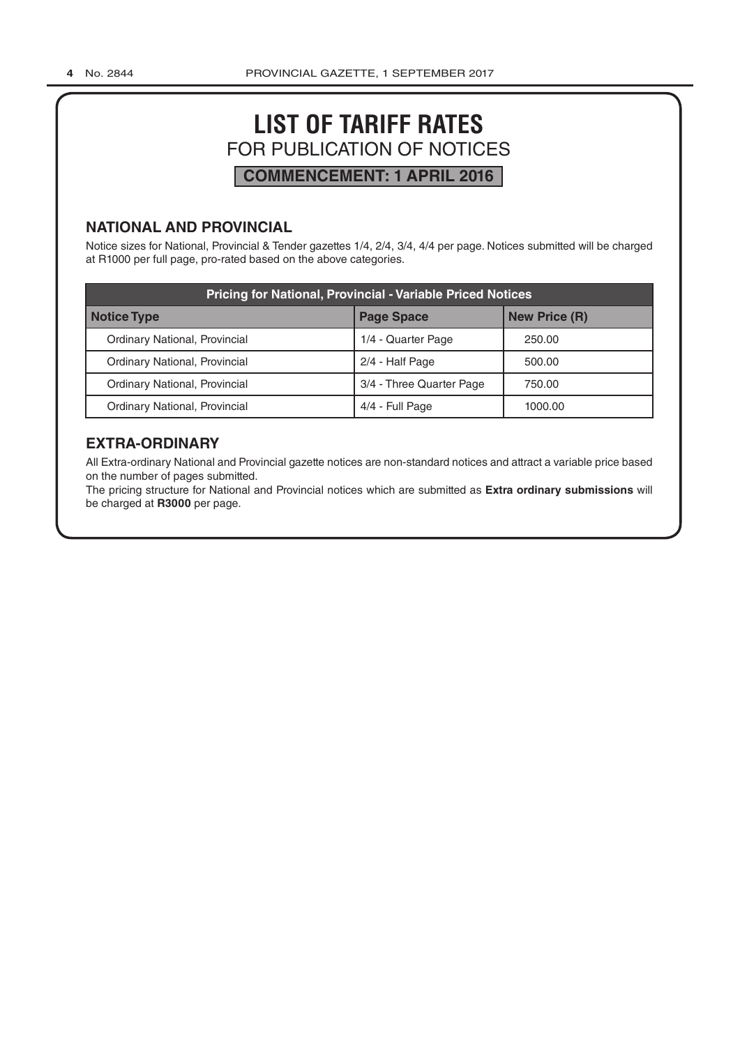# LIST OF TARIFF RATES

## FOR PUBLICATION OF NOTICES

**COMMENCEMENT: 1 APRIL 2016**

### NATIONAL AND PROVINCIAL

Notice sizes for National, Provincial & Tender gazettes 1/4, 2/4, 3/4, 4/4 per page. Notices submitted will be charged at R1000 per full page, pro-rated based on the above categories.

| Pricing for National, Provincial - Variable Priced Notices | | |
|---|---|---|
| **Notice Type** | **Page Space** | **New Price (R)** |
| Ordinary National, Provincial | 1/4 - Quarter Page | 250.00 |
| Ordinary National, Provincial | 2/4 - Half Page | 500.00 |
| Ordinary National, Provincial | 3/4 - Three Quarter Page | 750.00 |
| Ordinary National, Provincial | 4/4 - Full Page | 1000.00 |

### EXTRA-ORDINARY

All Extra-ordinary National and Provincial gazette notices are non-standard notices and attract a variable price based on the number of pages submitted.

The pricing structure for National and Provincial notices which are submitted as **Extra ordinary submissions** will be charged at **R3000** per page.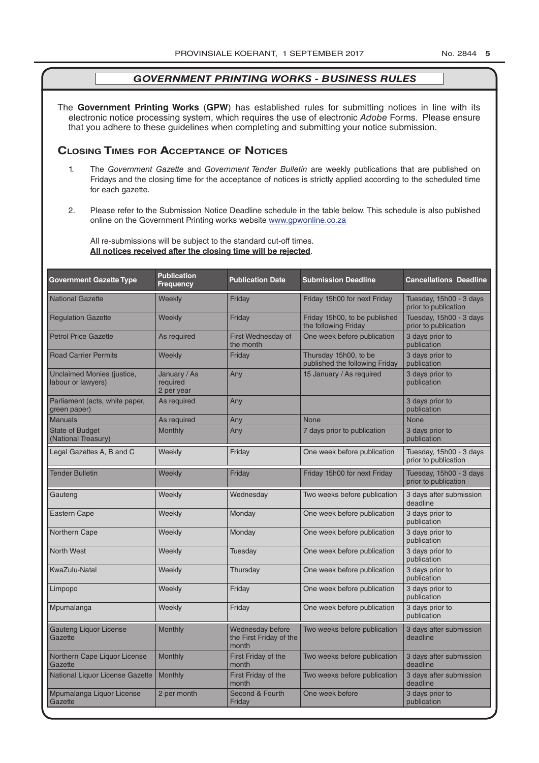## *GOVERNMENT PRINTING WORKS - BUSINESS RULES*

The **Government Printing Works** (**GPW**) has established rules for submitting notices in line with its electronic notice processing system, which requires the use of electronic *Adobe* Forms. Please ensure that you adhere to these guidelines when completing and submitting your notice submission.

### Closing Times for Acceptance of Notices

1. The *Government Gazette* and *Government Tender Bulletin* are weekly publications that are published on Fridays and the closing time for the acceptance of notices is strictly applied according to the scheduled time for each gazette.

2. Please refer to the Submission Notice Deadline schedule in the table below. This schedule is also published online on the Government Printing works website www.gpwonline.co.za

   All re-submissions will be subject to the standard cut-off times.
   **All notices received after the closing time will be rejected**.

| Government Gazette Type | Publication Frequency | Publication Date | Submission Deadline | Cancellations Deadline |
|---|---|---|---|---|
| National Gazette | Weekly | Friday | Friday 15h00 for next Friday | Tuesday, 15h00 - 3 days prior to publication |
| Regulation Gazette | Weekly | Friday | Friday 15h00, to be published the following Friday | Tuesday, 15h00 - 3 days prior to publication |
| Petrol Price Gazette | As required | First Wednesday of the month | One week before publication | 3 days prior to publication |
| Road Carrier Permits | Weekly | Friday | Thursday 15h00, to be published the following Friday | 3 days prior to publication |
| Unclaimed Monies (justice, labour or lawyers) | January / As required 2 per year | Any | 15 January / As required | 3 days prior to publication |
| Parliament (acts, white paper, green paper) | As required | Any | | 3 days prior to publication |
| Manuals | As required | Any | None | None |
| State of Budget (National Treasury) | Monthly | Any | 7 days prior to publication | 3 days prior to publication |
| Legal Gazettes A, B and C | Weekly | Friday | One week before publication | Tuesday, 15h00 - 3 days prior to publication |
| Tender Bulletin | Weekly | Friday | Friday 15h00 for next Friday | Tuesday, 15h00 - 3 days prior to publication |
| Gauteng | Weekly | Wednesday | Two weeks before publication | 3 days after submission deadline |
| Eastern Cape | Weekly | Monday | One week before publication | 3 days prior to publication |
| Northern Cape | Weekly | Monday | One week before publication | 3 days prior to publication |
| North West | Weekly | Tuesday | One week before publication | 3 days prior to publication |
| KwaZulu-Natal | Weekly | Thursday | One week before publication | 3 days prior to publication |
| Limpopo | Weekly | Friday | One week before publication | 3 days prior to publication |
| Mpumalanga | Weekly | Friday | One week before publication | 3 days prior to publication |
| Gauteng Liquor License Gazette | Monthly | Wednesday before the First Friday of the month | Two weeks before publication | 3 days after submission deadline |
| Northern Cape Liquor License Gazette | Monthly | First Friday of the month | Two weeks before publication | 3 days after submission deadline |
| National Liquor License Gazette | Monthly | First Friday of the month | Two weeks before publication | 3 days after submission deadline |
| Mpumalanga Liquor License Gazette | 2 per month | Second & Fourth Friday | One week before | 3 days prior to publication |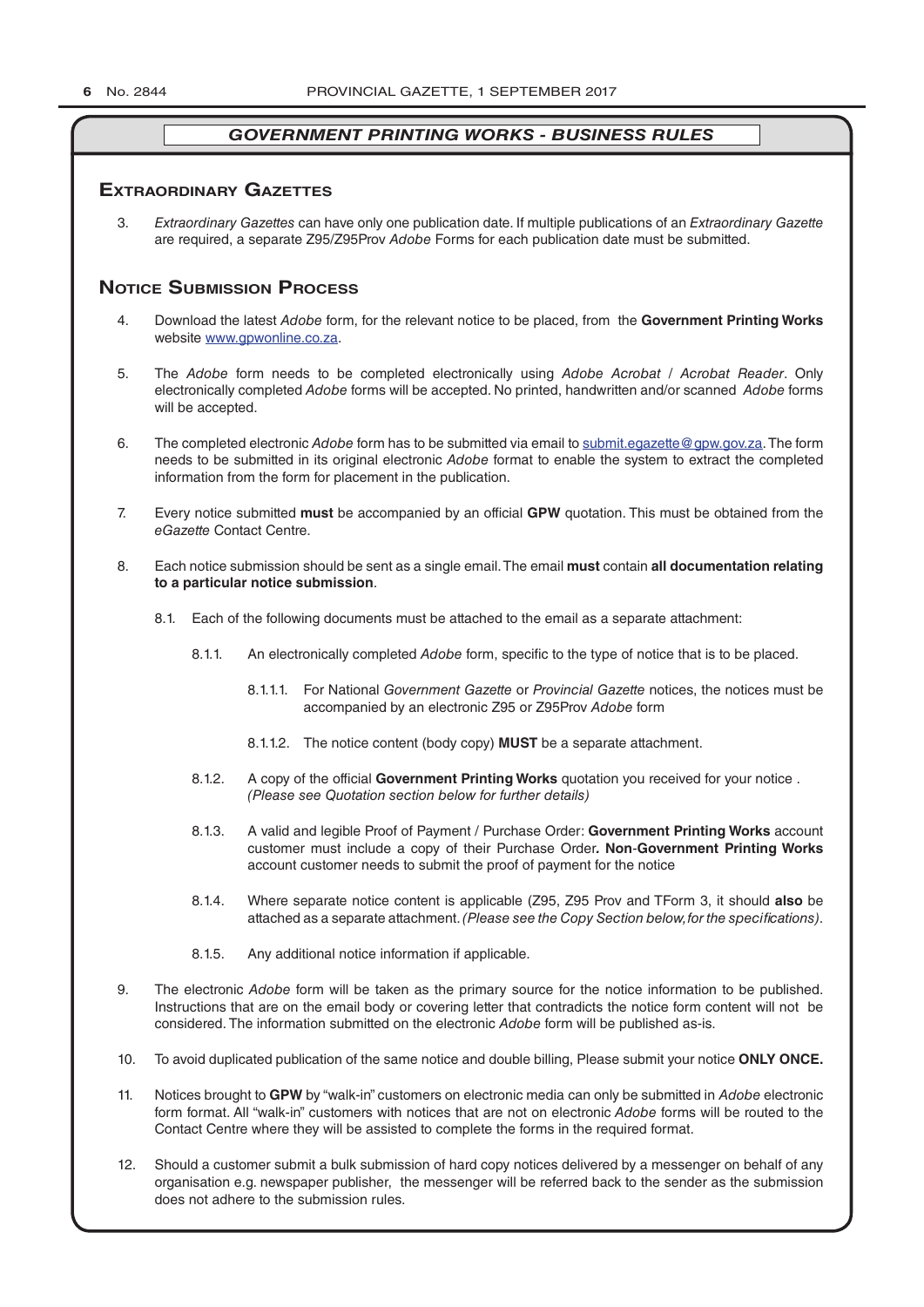## GOVERNMENT PRINTING WORKS - BUSINESS RULES

### Extraordinary Gazettes

3. *Extraordinary Gazettes* can have only one publication date. If multiple publications of an *Extraordinary Gazette* are required, a separate Z95/Z95Prov *Adobe* Forms for each publication date must be submitted.

### Notice Submission Process

4. Download the latest *Adobe* form, for the relevant notice to be placed, from the **Government Printing Works** website www.gpwonline.co.za.

5. The *Adobe* form needs to be completed electronically using *Adobe Acrobat* / *Acrobat Reader*. Only electronically completed *Adobe* forms will be accepted. No printed, handwritten and/or scanned *Adobe* forms will be accepted.

6. The completed electronic *Adobe* form has to be submitted via email to submit.egazette@gpw.gov.za. The form needs to be submitted in its original electronic *Adobe* format to enable the system to extract the completed information from the form for placement in the publication.

7. Every notice submitted **must** be accompanied by an official **GPW** quotation. This must be obtained from the *eGazette* Contact Centre.

8. Each notice submission should be sent as a single email. The email **must** contain **all documentation relating to a particular notice submission**.

    8.1. Each of the following documents must be attached to the email as a separate attachment:

        8.1.1. An electronically completed *Adobe* form, specific to the type of notice that is to be placed.

            8.1.1.1. For National *Government Gazette* or *Provincial Gazette* notices, the notices must be accompanied by an electronic Z95 or Z95Prov *Adobe* form

            8.1.1.2. The notice content (body copy) **MUST** be a separate attachment.

        8.1.2. A copy of the official **Government Printing Works** quotation you received for your notice . *(Please see Quotation section below for further details)*

        8.1.3. A valid and legible Proof of Payment / Purchase Order: **Government Printing Works** account customer must include a copy of their Purchase Order**. Non**-**Government Printing Works** account customer needs to submit the proof of payment for the notice

        8.1.4. Where separate notice content is applicable (Z95, Z95 Prov and TForm 3, it should **also** be attached as a separate attachment. *(Please see the Copy Section below, for the specifications)*.

        8.1.5. Any additional notice information if applicable.

9. The electronic *Adobe* form will be taken as the primary source for the notice information to be published. Instructions that are on the email body or covering letter that contradicts the notice form content will not be considered. The information submitted on the electronic *Adobe* form will be published as-is.

10. To avoid duplicated publication of the same notice and double billing, Please submit your notice **ONLY ONCE.**

11. Notices brought to **GPW** by "walk-in" customers on electronic media can only be submitted in *Adobe* electronic form format. All "walk-in" customers with notices that are not on electronic *Adobe* forms will be routed to the Contact Centre where they will be assisted to complete the forms in the required format.

12. Should a customer submit a bulk submission of hard copy notices delivered by a messenger on behalf of any organisation e.g. newspaper publisher, the messenger will be referred back to the sender as the submission does not adhere to the submission rules.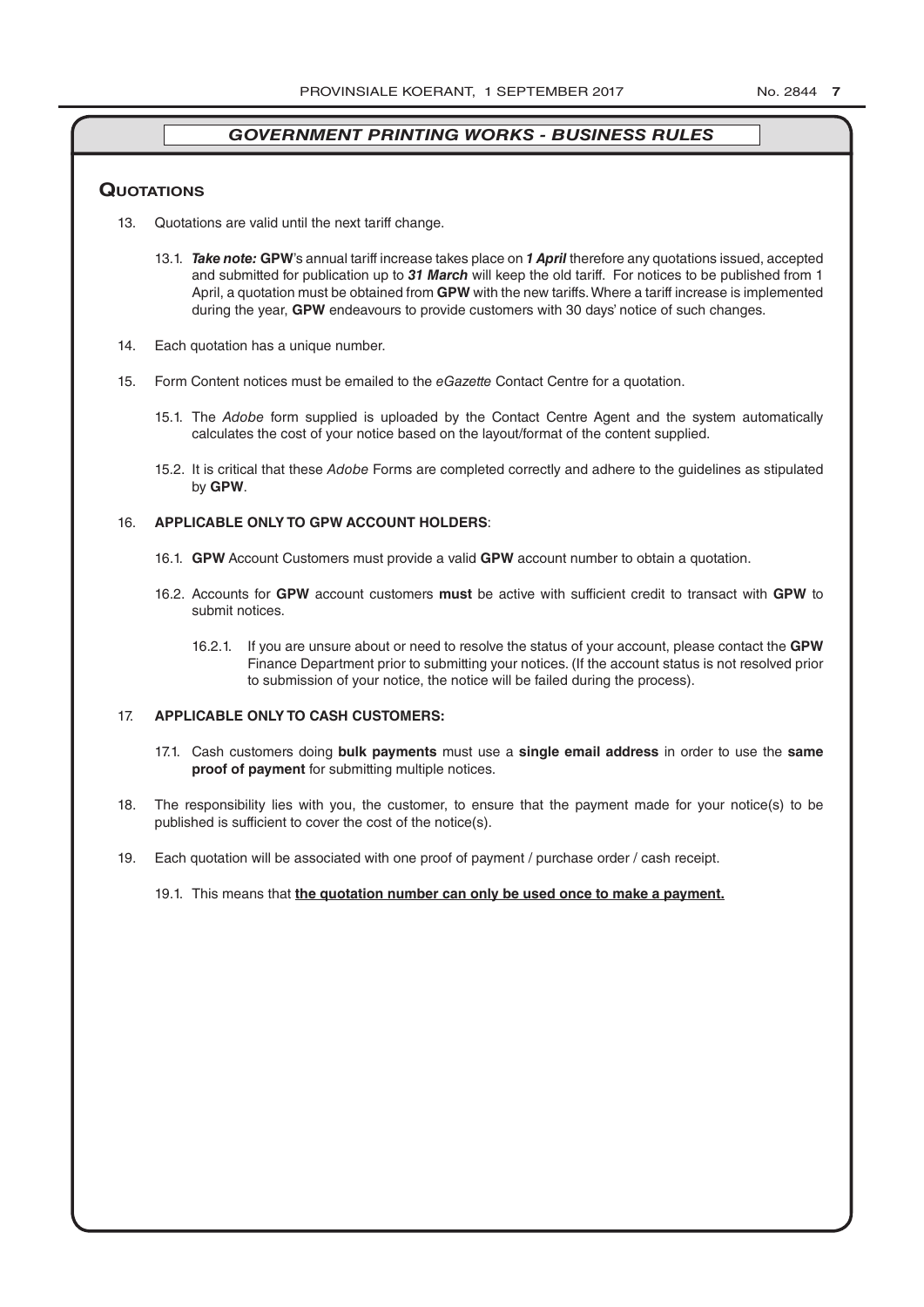## GOVERNMENT PRINTING WORKS - BUSINESS RULES

### Quotations

13. Quotations are valid until the next tariff change.

    13.1. ***Take note:*** **GPW**'s annual tariff increase takes place on ***1 April*** therefore any quotations issued, accepted and submitted for publication up to ***31 March*** will keep the old tariff. For notices to be published from 1 April, a quotation must be obtained from **GPW** with the new tariffs. Where a tariff increase is implemented during the year, **GPW** endeavours to provide customers with 30 days' notice of such changes.

14. Each quotation has a unique number.

15. Form Content notices must be emailed to the *eGazette* Contact Centre for a quotation.

    15.1. The *Adobe* form supplied is uploaded by the Contact Centre Agent and the system automatically calculates the cost of your notice based on the layout/format of the content supplied.

    15.2. It is critical that these *Adobe* Forms are completed correctly and adhere to the guidelines as stipulated by **GPW**.

16. **APPLICABLE ONLY TO GPW ACCOUNT HOLDERS**:

    16.1. **GPW** Account Customers must provide a valid **GPW** account number to obtain a quotation.

    16.2. Accounts for **GPW** account customers **must** be active with sufficient credit to transact with **GPW** to submit notices.

    16.2.1. If you are unsure about or need to resolve the status of your account, please contact the **GPW** Finance Department prior to submitting your notices. (If the account status is not resolved prior to submission of your notice, the notice will be failed during the process).

17. **APPLICABLE ONLY TO CASH CUSTOMERS:**

    17.1. Cash customers doing **bulk payments** must use a **single email address** in order to use the **same proof of payment** for submitting multiple notices.

18. The responsibility lies with you, the customer, to ensure that the payment made for your notice(s) to be published is sufficient to cover the cost of the notice(s).

19. Each quotation will be associated with one proof of payment / purchase order / cash receipt.

    19.1. This means that **<u>the quotation number can only be used once to make a payment.</u>**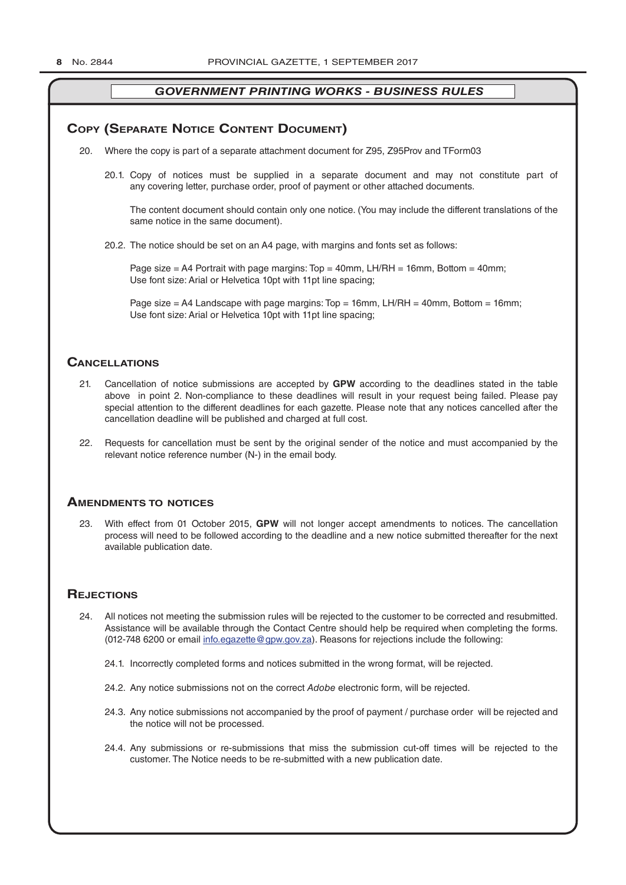## GOVERNMENT PRINTING WORKS - BUSINESS RULES

### Copy (Separate Notice Content Document)

20. Where the copy is part of a separate attachment document for Z95, Z95Prov and TForm03

    20.1. Copy of notices must be supplied in a separate document and may not constitute part of any covering letter, purchase order, proof of payment or other attached documents.

    The content document should contain only one notice. (You may include the different translations of the same notice in the same document).

    20.2. The notice should be set on an A4 page, with margins and fonts set as follows:

    Page size = A4 Portrait with page margins: Top = 40mm, LH/RH = 16mm, Bottom = 40mm;
    Use font size: Arial or Helvetica 10pt with 11pt line spacing;

    Page size = A4 Landscape with page margins: Top = 16mm, LH/RH = 40mm, Bottom = 16mm;
    Use font size: Arial or Helvetica 10pt with 11pt line spacing;

### Cancellations

21. Cancellation of notice submissions are accepted by **GPW** according to the deadlines stated in the table above in point 2. Non-compliance to these deadlines will result in your request being failed. Please pay special attention to the different deadlines for each gazette. Please note that any notices cancelled after the cancellation deadline will be published and charged at full cost.

22. Requests for cancellation must be sent by the original sender of the notice and must accompanied by the relevant notice reference number (N-) in the email body.

### Amendments to notices

23. With effect from 01 October 2015, **GPW** will not longer accept amendments to notices. The cancellation process will need to be followed according to the deadline and a new notice submitted thereafter for the next available publication date.

### Rejections

24. All notices not meeting the submission rules will be rejected to the customer to be corrected and resubmitted. Assistance will be available through the Contact Centre should help be required when completing the forms. (012-748 6200 or email info.egazette@gpw.gov.za). Reasons for rejections include the following:

    24.1. Incorrectly completed forms and notices submitted in the wrong format, will be rejected.

    24.2. Any notice submissions not on the correct *Adobe* electronic form, will be rejected.

    24.3. Any notice submissions not accompanied by the proof of payment / purchase order will be rejected and the notice will not be processed.

    24.4. Any submissions or re-submissions that miss the submission cut-off times will be rejected to the customer. The Notice needs to be re-submitted with a new publication date.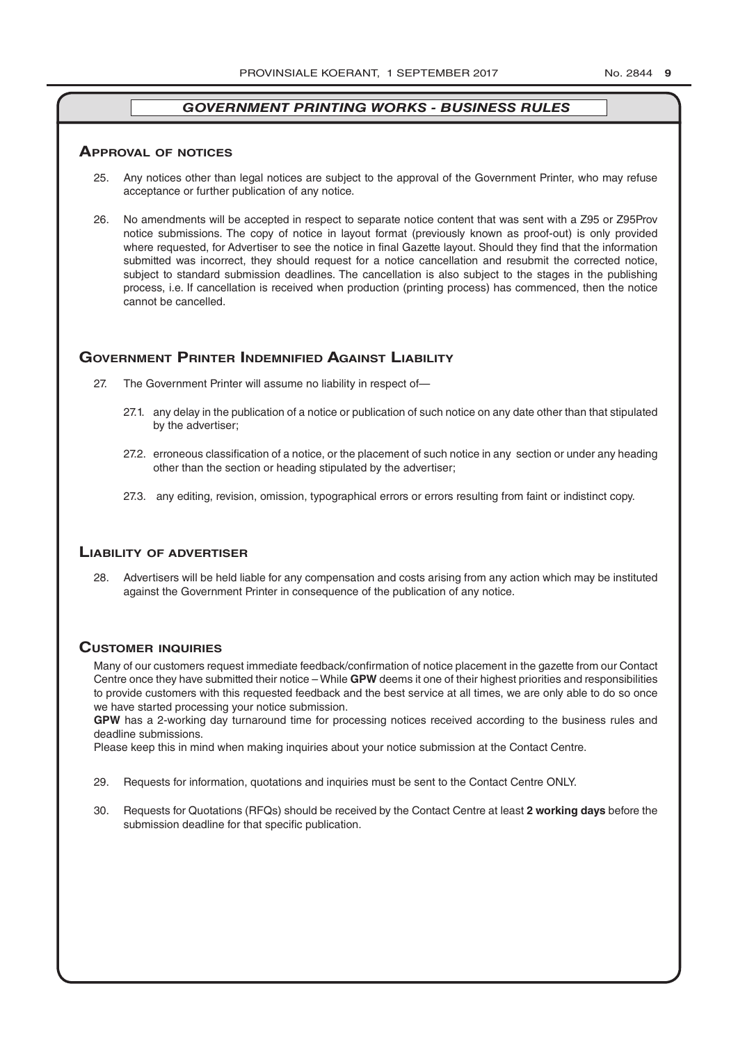## GOVERNMENT PRINTING WORKS - BUSINESS RULES

### Approval of notices

25. Any notices other than legal notices are subject to the approval of the Government Printer, who may refuse acceptance or further publication of any notice.

26. No amendments will be accepted in respect to separate notice content that was sent with a Z95 or Z95Prov notice submissions. The copy of notice in layout format (previously known as proof-out) is only provided where requested, for Advertiser to see the notice in final Gazette layout. Should they find that the information submitted was incorrect, they should request for a notice cancellation and resubmit the corrected notice, subject to standard submission deadlines. The cancellation is also subject to the stages in the publishing process, i.e. If cancellation is received when production (printing process) has commenced, then the notice cannot be cancelled.

### Government Printer Indemnified Against Liability

27. The Government Printer will assume no liability in respect of—

    27.1. any delay in the publication of a notice or publication of such notice on any date other than that stipulated by the advertiser;

    27.2. erroneous classification of a notice, or the placement of such notice in any section or under any heading other than the section or heading stipulated by the advertiser;

    27.3. any editing, revision, omission, typographical errors or errors resulting from faint or indistinct copy.

### Liability of advertiser

28. Advertisers will be held liable for any compensation and costs arising from any action which may be instituted against the Government Printer in consequence of the publication of any notice.

### Customer inquiries

Many of our customers request immediate feedback/confirmation of notice placement in the gazette from our Contact Centre once they have submitted their notice – While **GPW** deems it one of their highest priorities and responsibilities to provide customers with this requested feedback and the best service at all times, we are only able to do so once we have started processing your notice submission.

**GPW** has a 2-working day turnaround time for processing notices received according to the business rules and deadline submissions.

Please keep this in mind when making inquiries about your notice submission at the Contact Centre.

29. Requests for information, quotations and inquiries must be sent to the Contact Centre ONLY.

30. Requests for Quotations (RFQs) should be received by the Contact Centre at least **2 working days** before the submission deadline for that specific publication.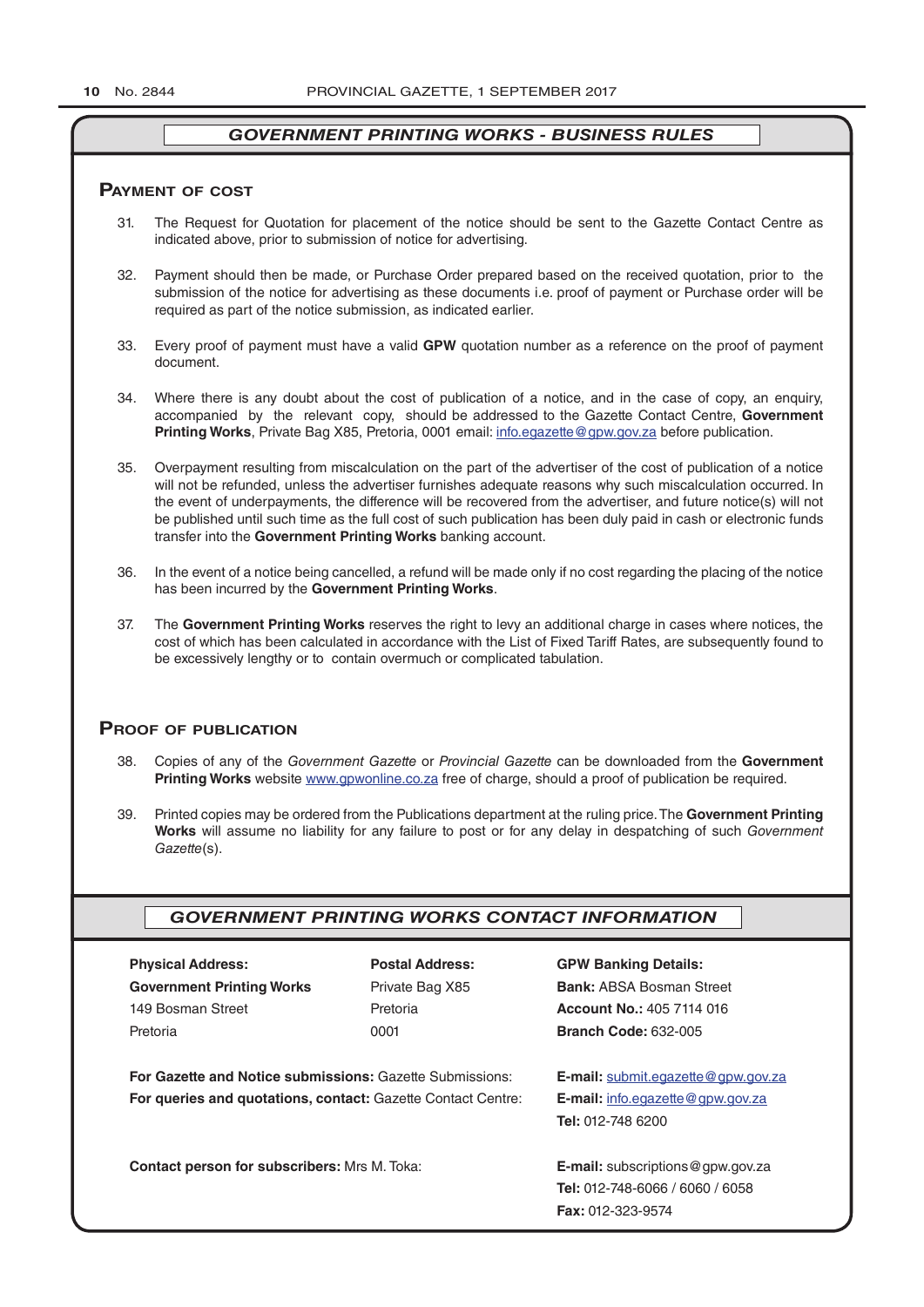## GOVERNMENT PRINTING WORKS - BUSINESS RULES

### Payment of cost

31. The Request for Quotation for placement of the notice should be sent to the Gazette Contact Centre as indicated above, prior to submission of notice for advertising.

32. Payment should then be made, or Purchase Order prepared based on the received quotation, prior to the submission of the notice for advertising as these documents i.e. proof of payment or Purchase order will be required as part of the notice submission, as indicated earlier.

33. Every proof of payment must have a valid **GPW** quotation number as a reference on the proof of payment document.

34. Where there is any doubt about the cost of publication of a notice, and in the case of copy, an enquiry, accompanied by the relevant copy, should be addressed to the Gazette Contact Centre, **Government Printing Works**, Private Bag X85, Pretoria, 0001 email: info.egazette@gpw.gov.za before publication.

35. Overpayment resulting from miscalculation on the part of the advertiser of the cost of publication of a notice will not be refunded, unless the advertiser furnishes adequate reasons why such miscalculation occurred. In the event of underpayments, the difference will be recovered from the advertiser, and future notice(s) will not be published until such time as the full cost of such publication has been duly paid in cash or electronic funds transfer into the **Government Printing Works** banking account.

36. In the event of a notice being cancelled, a refund will be made only if no cost regarding the placing of the notice has been incurred by the **Government Printing Works**.

37. The **Government Printing Works** reserves the right to levy an additional charge in cases where notices, the cost of which has been calculated in accordance with the List of Fixed Tariff Rates, are subsequently found to be excessively lengthy or to contain overmuch or complicated tabulation.

### Proof of publication

38. Copies of any of the *Government Gazette* or *Provincial Gazette* can be downloaded from the **Government Printing Works** website www.gpwonline.co.za free of charge, should a proof of publication be required.

39. Printed copies may be ordered from the Publications department at the ruling price. The **Government Printing Works** will assume no liability for any failure to post or for any delay in despatching of such *Government Gazette*(s).

## GOVERNMENT PRINTING WORKS CONTACT INFORMATION

**Physical Address:**
**Government Printing Works**
149 Bosman Street
Pretoria

**Postal Address:**
Private Bag X85
Pretoria
0001

**GPW Banking Details:**
**Bank:** ABSA Bosman Street
**Account No.:** 405 7114 016
**Branch Code:** 632-005

**For Gazette and Notice submissions:** Gazette Submissions: **E-mail:** submit.egazette@gpw.gov.za

**For queries and quotations, contact:** Gazette Contact Centre: **E-mail:** info.egazette@gpw.gov.za
**Tel:** 012-748 6200

**Contact person for subscribers:** Mrs M. Toka: **E-mail:** subscriptions@gpw.gov.za
**Tel:** 012-748-6066 / 6060 / 6058
**Fax:** 012-323-9574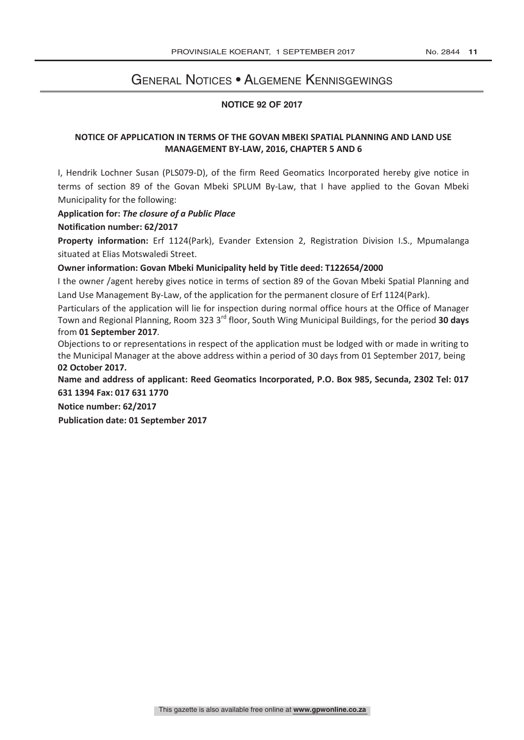# General Notices • Algemene Kennisgewings

## NOTICE 92 OF 2017

### NOTICE OF APPLICATION IN TERMS OF THE GOVAN MBEKI SPATIAL PLANNING AND LAND USE MANAGEMENT BY-LAW, 2016, CHAPTER 5 AND 6

I, Hendrik Lochner Susan (PLS079-D), of the firm Reed Geomatics Incorporated hereby give notice in terms of section 89 of the Govan Mbeki SPLUM By-Law, that I have applied to the Govan Mbeki Municipality for the following:

**Application for:** ***The closure of a Public Place***

**Notification number: 62/2017**

**Property information:** Erf 1124(Park), Evander Extension 2, Registration Division I.S., Mpumalanga situated at Elias Motswaledi Street.

**Owner information: Govan Mbeki Municipality held by Title deed: T122654/2000**

I the owner /agent hereby gives notice in terms of section 89 of the Govan Mbeki Spatial Planning and Land Use Management By-Law, of the application for the permanent closure of Erf 1124(Park).

Particulars of the application will lie for inspection during normal office hours at the Office of Manager Town and Regional Planning, Room 323 3rd floor, South Wing Municipal Buildings, for the period **30 days** from **01 September 2017**.

Objections to or representations in respect of the application must be lodged with or made in writing to the Municipal Manager at the above address within a period of 30 days from 01 September 2017, being **02 October 2017.**

**Name and address of applicant: Reed Geomatics Incorporated, P.O. Box 985, Secunda, 2302 Tel: 017 631 1394 Fax: 017 631 1770**

**Notice number: 62/2017**

**Publication date: 01 September 2017**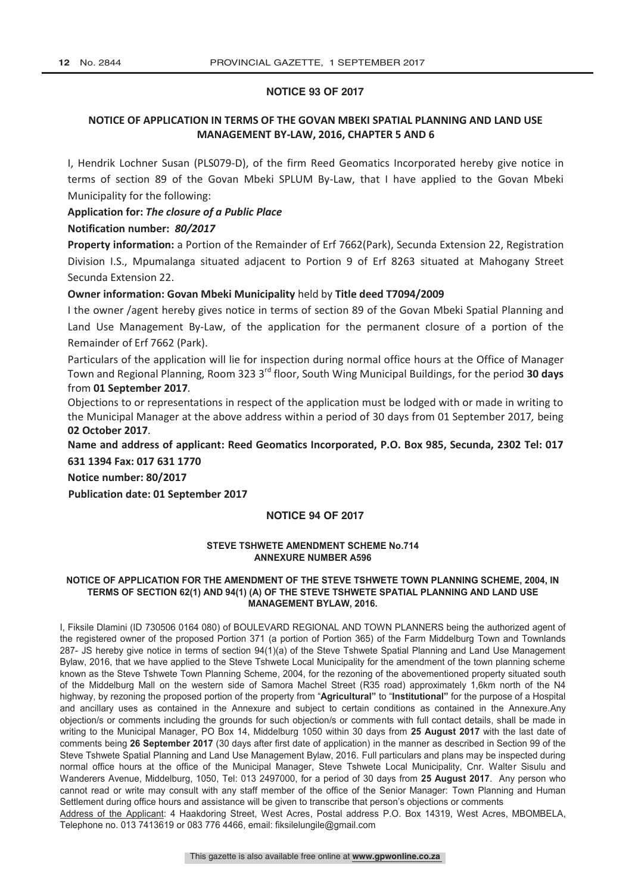## NOTICE 93 OF 2017

### NOTICE OF APPLICATION IN TERMS OF THE GOVAN MBEKI SPATIAL PLANNING AND LAND USE MANAGEMENT BY-LAW, 2016, CHAPTER 5 AND 6

I, Hendrik Lochner Susan (PLS079-D), of the firm Reed Geomatics Incorporated hereby give notice in terms of section 89 of the Govan Mbeki SPLUM By-Law, that I have applied to the Govan Mbeki Municipality for the following:

**Application for:** ***The closure of a Public Place***

**Notification number:** ***80/2017***

**Property information:** a Portion of the Remainder of Erf 7662(Park), Secunda Extension 22, Registration Division I.S., Mpumalanga situated adjacent to Portion 9 of Erf 8263 situated at Mahogany Street Secunda Extension 22.

**Owner information: Govan Mbeki Municipality** held by **Title deed T7094/2009**

I the owner /agent hereby gives notice in terms of section 89 of the Govan Mbeki Spatial Planning and Land Use Management By-Law, of the application for the permanent closure of a portion of the Remainder of Erf 7662 (Park).

Particulars of the application will lie for inspection during normal office hours at the Office of Manager Town and Regional Planning, Room 323 3rd floor, South Wing Municipal Buildings, for the period **30 days** from **01 September 2017**.

Objections to or representations in respect of the application must be lodged with or made in writing to the Municipal Manager at the above address within a period of 30 days from 01 September 2017, being **02 October 2017**.

**Name and address of applicant: Reed Geomatics Incorporated, P.O. Box 985, Secunda, 2302 Tel: 017 631 1394 Fax: 017 631 1770**

**Notice number: 80/2017**

**Publication date: 01 September 2017**

## NOTICE 94 OF 2017

### STEVE TSHWETE AMENDMENT SCHEME No.714
### ANNEXURE NUMBER A596

### NOTICE OF APPLICATION FOR THE AMENDMENT OF THE STEVE TSHWETE TOWN PLANNING SCHEME, 2004, IN TERMS OF SECTION 62(1) AND 94(1) (A) OF THE STEVE TSHWETE SPATIAL PLANNING AND LAND USE MANAGEMENT BYLAW, 2016.

I, Fiksile Dlamini (ID 730506 0164 080) of BOULEVARD REGIONAL AND TOWN PLANNERS being the authorized agent of the registered owner of the proposed Portion 371 (a portion of Portion 365) of the Farm Middelburg Town and Townlands 287- JS hereby give notice in terms of section 94(1)(a) of the Steve Tshwete Spatial Planning and Land Use Management Bylaw, 2016, that we have applied to the Steve Tshwete Local Municipality for the amendment of the town planning scheme known as the Steve Tshwete Town Planning Scheme, 2004, for the rezoning of the abovementioned property situated south of the Middelburg Mall on the western side of Samora Machel Street (R35 road) approximately 1,6km north of the N4 highway, by rezoning the proposed portion of the property from "**Agricultural"** to "**Institutional"** for the purpose of a Hospital and ancillary uses as contained in the Annexure and subject to certain conditions as contained in the Annexure.Any objection/s or comments including the grounds for such objection/s or comments with full contact details, shall be made in writing to the Municipal Manager, PO Box 14, Middelburg 1050 within 30 days from **25 August 2017** with the last date of comments being **26 September 2017** (30 days after first date of application) in the manner as described in Section 99 of the Steve Tshwete Spatial Planning and Land Use Management Bylaw, 2016. Full particulars and plans may be inspected during normal office hours at the office of the Municipal Manager, Steve Tshwete Local Municipality, Cnr. Walter Sisulu and Wanderers Avenue, Middelburg, 1050, Tel: 013 2497000, for a period of 30 days from **25 August 2017**. Any person who cannot read or write may consult with any staff member of the office of the Senior Manager: Town Planning and Human Settlement during office hours and assistance will be given to transcribe that person's objections or comments

Address of the Applicant: 4 Haakdoring Street, West Acres, Postal address P.O. Box 14319, West Acres, MBOMBELA, Telephone no. 013 7413619 or 083 776 4466, email: fiksilelungile@gmail.com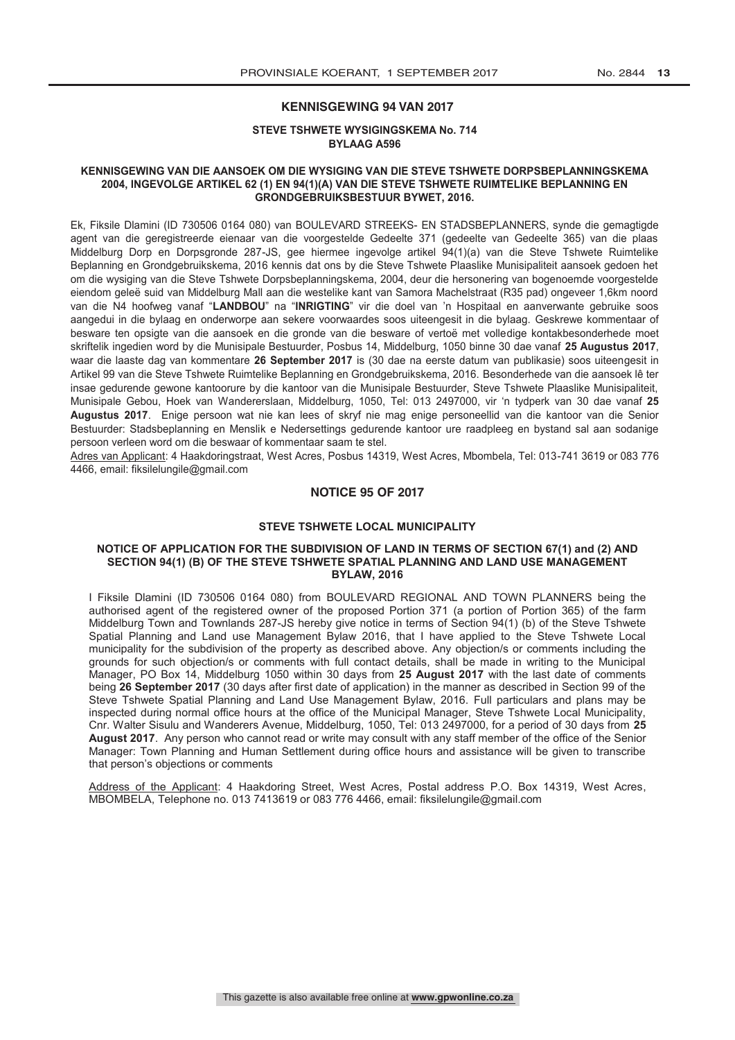## KENNISGEWING 94 VAN 2017

### STEVE TSHWETE WYSIGINGSKEMA No. 714
### BYLAAG A596

### KENNISGEWING VAN DIE AANSOEK OM DIE WYSIGING VAN DIE STEVE TSHWETE DORPSBEPLANNINGSKEMA 2004, INGEVOLGE ARTIKEL 62 (1) EN 94(1)(A) VAN DIE STEVE TSHWETE RUIMTELIKE BEPLANNING EN GRONDGEBRUIKSBESTUUR BYWET, 2016.

Ek, Fiksile Dlamini (ID 730506 0164 080) van BOULEVARD STREEKS- EN STADSBEPLANNERS, synde die gemagtigde agent van die geregistreerde eienaar van die voorgestelde Gedeelte 371 (gedeelte van Gedeelte 365) van die plaas Middelburg Dorp en Dorpsgronde 287-JS, gee hiermee ingevolge artikel 94(1)(a) van die Steve Tshwete Ruimtelike Beplanning en Grondgebruikskema, 2016 kennis dat ons by die Steve Tshwete Plaaslike Munisipaliteit aansoek gedoen het om die wysiging van die Steve Tshwete Dorpsbeplanningskema, 2004, deur die hersonering van bogenoemde voorgestelde eiendom geleë suid van Middelburg Mall aan die westelike kant van Samora Machelstraat (R35 pad) ongeveer 1,6km noord van die N4 hoofweg vanaf "**LANDBOU**" na "**INRIGTING**" vir die doel van 'n Hospitaal en aanverwante gebruike soos aangedui in die bylaag en onderworpe aan sekere voorwaardes soos uiteengesit in die bylaag. Geskrewe kommentaar of besware ten opsigte van die aansoek en die gronde van die besware of vertoë met volledige kontakbesonderhede moet skriftelik ingedien word by die Munisipale Bestuurder, Posbus 14, Middelburg, 1050 binne 30 dae vanaf **25 Augustus 2017**, waar die laaste dag van kommentare **26 September 2017** is (30 dae na eerste datum van publikasie) soos uiteengesit in Artikel 99 van die Steve Tshwete Ruimtelike Beplanning en Grondgebruikskema, 2016. Besonderhede van die aansoek lê ter insae gedurende gewone kantoorure by die kantoor van die Munisipale Bestuurder, Steve Tshwete Plaaslike Munisipaliteit, Munisipale Gebou, Hoek van Wandererslaan, Middelburg, 1050, Tel: 013 2497000, vir 'n tydperk van 30 dae vanaf **25 Augustus 2017**. Enige persoon wat nie kan lees of skryf nie mag enige personeellid van die kantoor van die Senior Bestuurder: Stadsbeplanning en Menslik e Nedersettings gedurende kantoor ure raadpleeg en bystand sal aan sodanige persoon verleen word om die beswaar of kommentaar saam te stel.

Adres van Applicant: 4 Haakdoringstraat, West Acres, Posbus 14319, West Acres, Mbombela, Tel: 013-741 3619 or 083 776 4466, email: fiksilelungile@gmail.com

## NOTICE 95 OF 2017

### STEVE TSHWETE LOCAL MUNICIPALITY

### NOTICE OF APPLICATION FOR THE SUBDIVISION OF LAND IN TERMS OF SECTION 67(1) and (2) AND SECTION 94(1) (B) OF THE STEVE TSHWETE SPATIAL PLANNING AND LAND USE MANAGEMENT BYLAW, 2016

I Fiksile Dlamini (ID 730506 0164 080) from BOULEVARD REGIONAL AND TOWN PLANNERS being the authorised agent of the registered owner of the proposed Portion 371 (a portion of Portion 365) of the farm Middelburg Town and Townlands 287-JS hereby give notice in terms of Section 94(1) (b) of the Steve Tshwete Spatial Planning and Land use Management Bylaw 2016, that I have applied to the Steve Tshwete Local municipality for the subdivision of the property as described above. Any objection/s or comments including the grounds for such objection/s or comments with full contact details, shall be made in writing to the Municipal Manager, PO Box 14, Middelburg 1050 within 30 days from **25 August 2017** with the last date of comments being **26 September 2017** (30 days after first date of application) in the manner as described in Section 99 of the Steve Tshwete Spatial Planning and Land Use Management Bylaw, 2016. Full particulars and plans may be inspected during normal office hours at the office of the Municipal Manager, Steve Tshwete Local Municipality, Cnr. Walter Sisulu and Wanderers Avenue, Middelburg, 1050, Tel: 013 2497000, for a period of 30 days from **25 August 2017**. Any person who cannot read or write may consult with any staff member of the office of the Senior Manager: Town Planning and Human Settlement during office hours and assistance will be given to transcribe that person's objections or comments

Address of the Applicant: 4 Haakdoring Street, West Acres, Postal address P.O. Box 14319, West Acres, MBOMBELA, Telephone no. 013 7413619 or 083 776 4466, email: fiksilelungile@gmail.com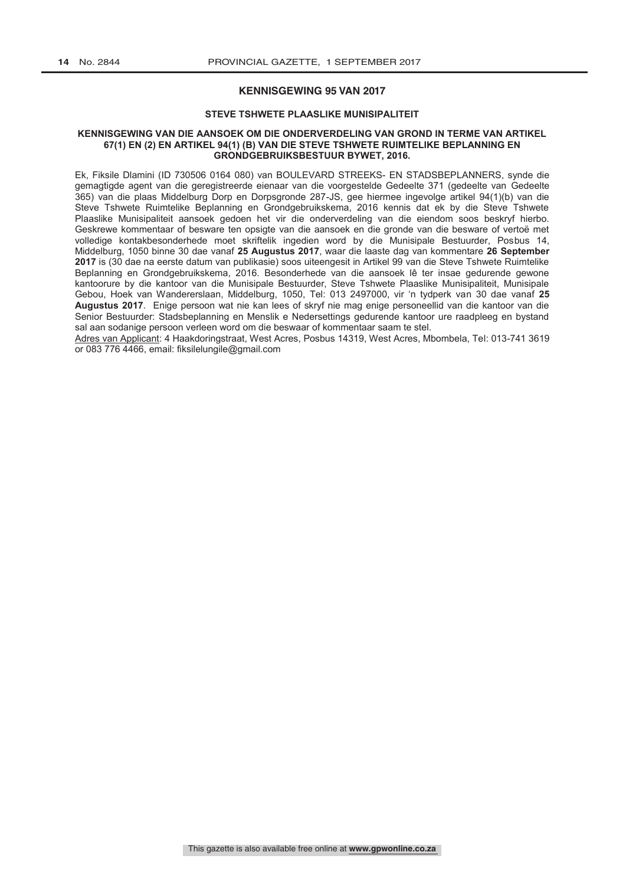## KENNISGEWING 95 VAN 2017

### STEVE TSHWETE PLAASLIKE MUNISIPALITEIT

### KENNISGEWING VAN DIE AANSOEK OM DIE ONDERVERDELING VAN GROND IN TERME VAN ARTIKEL 67(1) EN (2) EN ARTIKEL 94(1) (B) VAN DIE STEVE TSHWETE RUIMTELIKE BEPLANNING EN GRONDGEBRUIKSBESTUUR BYWET, 2016.

Ek, Fiksile Dlamini (ID 730506 0164 080) van BOULEVARD STREEKS- EN STADSBEPLANNERS, synde die gemagtigde agent van die geregistreerde eienaar van die voorgestelde Gedeelte 371 (gedeelte van Gedeelte 365) van die plaas Middelburg Dorp en Dorpsgronde 287-JS, gee hiermee ingevolge artikel 94(1)(b) van die Steve Tshwete Ruimtelike Beplanning en Grondgebruikskema, 2016 kennis dat ek by die Steve Tshwete Plaaslike Munisipaliteit aansoek gedoen het vir die onderverdeling van die eiendom soos beskryf hierbo. Geskrewe kommentaar of besware ten opsigte van die aansoek en die gronde van die besware of vertoë met volledige kontakbesonderhede moet skriftelik ingedien word by die Munisipale Bestuurder, Posbus 14, Middelburg, 1050 binne 30 dae vanaf **25 Augustus 2017**, waar die laaste dag van kommentare **26 September 2017** is (30 dae na eerste datum van publikasie) soos uiteengesit in Artikel 99 van die Steve Tshwete Ruimtelike Beplanning en Grondgebruikskema, 2016. Besonderhede van die aansoek lê ter insae gedurende gewone kantoorure by die kantoor van die Munisipale Bestuurder, Steve Tshwete Plaaslike Munisipaliteit, Munisipale Gebou, Hoek van Wandererslaan, Middelburg, 1050, Tel: 013 2497000, vir 'n tydperk van 30 dae vanaf **25 Augustus 2017**. Enige persoon wat nie kan lees of skryf nie mag enige personeellid van die kantoor van die Senior Bestuurder: Stadsbeplanning en Menslik e Nedersettings gedurende kantoor ure raadpleeg en bystand sal aan sodanige persoon verleen word om die beswaar of kommentaar saam te stel.

Adres van Applicant: 4 Haakdoringstraat, West Acres, Posbus 14319, West Acres, Mbombela, Tel: 013-741 3619 or 083 776 4466, email: fiksilelungile@gmail.com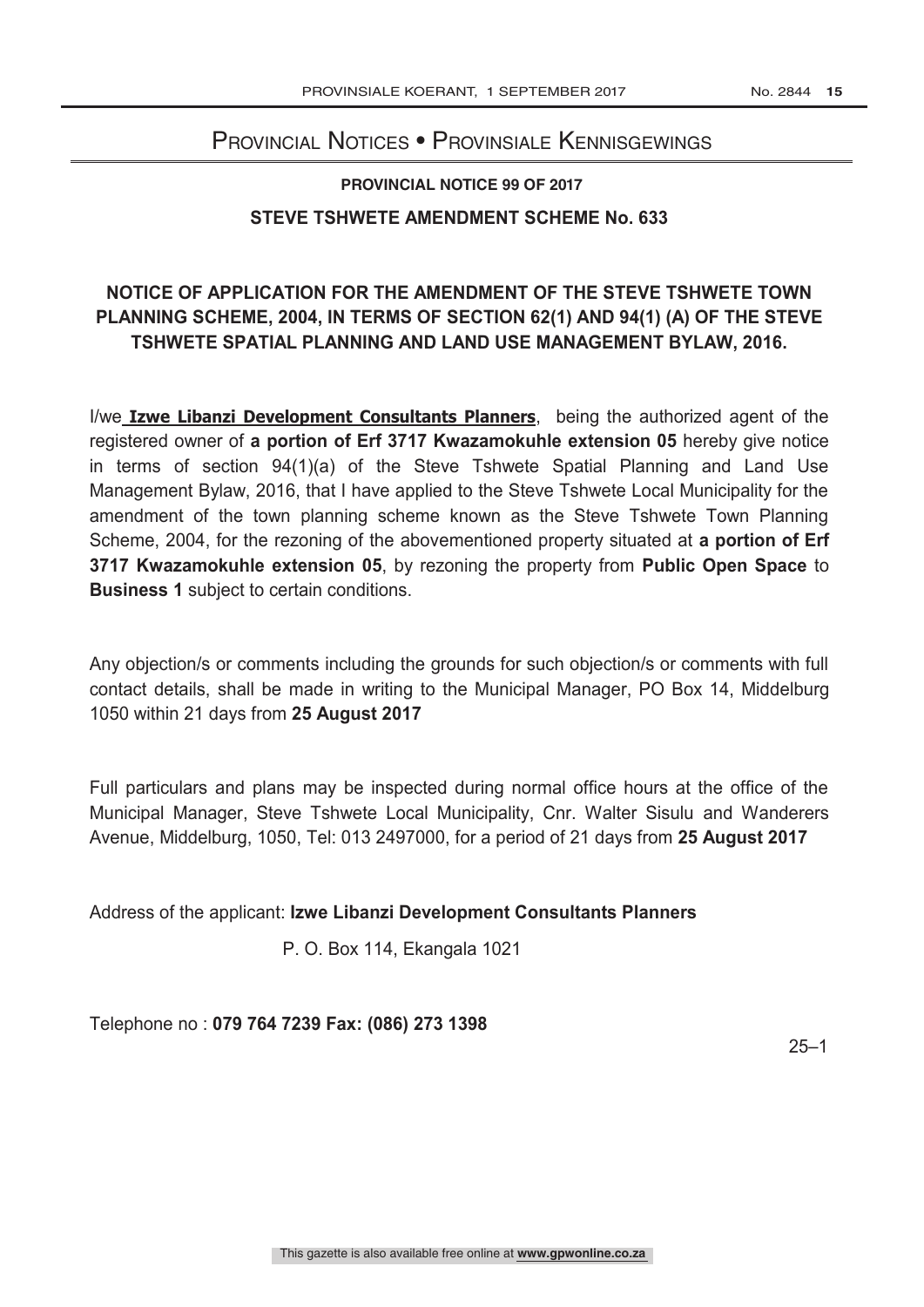# Provincial Notices • Provinsiale Kennisgewings

## PROVINCIAL NOTICE 99 OF 2017

### STEVE TSHWETE AMENDMENT SCHEME No. 633

### NOTICE OF APPLICATION FOR THE AMENDMENT OF THE STEVE TSHWETE TOWN PLANNING SCHEME, 2004, IN TERMS OF SECTION 62(1) AND 94(1) (A) OF THE STEVE TSHWETE SPATIAL PLANNING AND LAND USE MANAGEMENT BYLAW, 2016.

I/we **Izwe Libanzi Development Consultants Planners**, being the authorized agent of the registered owner of **a portion of Erf 3717 Kwazamokuhle extension 05** hereby give notice in terms of section 94(1)(a) of the Steve Tshwete Spatial Planning and Land Use Management Bylaw, 2016, that I have applied to the Steve Tshwete Local Municipality for the amendment of the town planning scheme known as the Steve Tshwete Town Planning Scheme, 2004, for the rezoning of the abovementioned property situated at **a portion of Erf 3717 Kwazamokuhle extension 05**, by rezoning the property from **Public Open Space** to **Business 1** subject to certain conditions.

Any objection/s or comments including the grounds for such objection/s or comments with full contact details, shall be made in writing to the Municipal Manager, PO Box 14, Middelburg 1050 within 21 days from **25 August 2017**

Full particulars and plans may be inspected during normal office hours at the office of the Municipal Manager, Steve Tshwete Local Municipality, Cnr. Walter Sisulu and Wanderers Avenue, Middelburg, 1050, Tel: 013 2497000, for a period of 21 days from **25 August 2017**

Address of the applicant: **Izwe Libanzi Development Consultants Planners**

P. O. Box 114, Ekangala 1021

Telephone no : **079 764 7239 Fax: (086) 273 1398**

25–1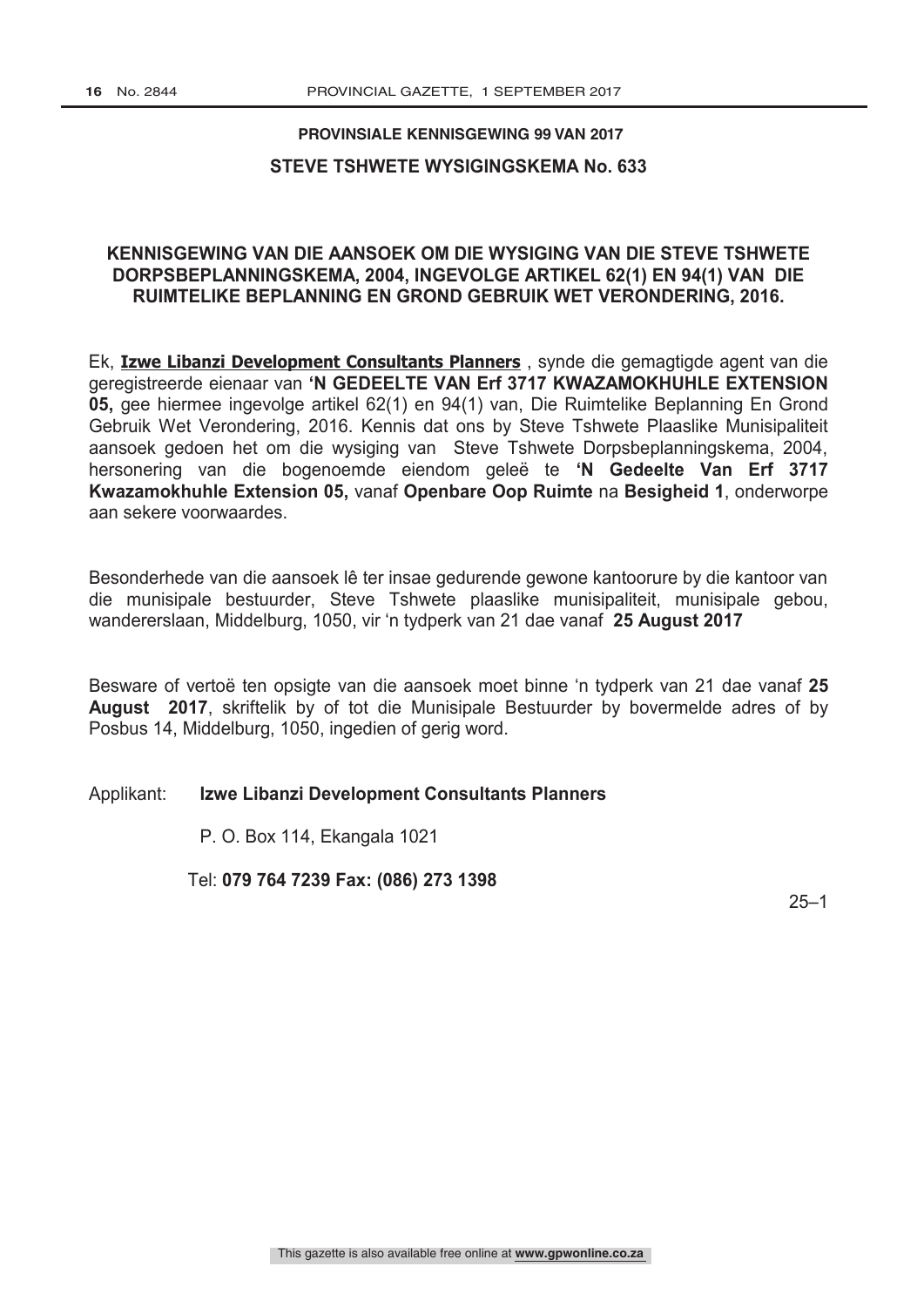## PROVINSIALE KENNISGEWING 99 VAN 2017

## STEVE TSHWETE WYSIGINGSKEMA No. 633

### KENNISGEWING VAN DIE AANSOEK OM DIE WYSIGING VAN DIE STEVE TSHWETE DORPSBEPLANNINGSKEMA, 2004, INGEVOLGE ARTIKEL 62(1) EN 94(1) VAN DIE RUIMTELIKE BEPLANNING EN GROND GEBRUIK WET VERONDERING, 2016.

Ek, **Izwe Libanzi Development Consultants Planners** , synde die gemagtigde agent van die geregistreerde eienaar van **'N GEDEELTE VAN Erf 3717 KWAZAMOKHUHLE EXTENSION 05,** gee hiermee ingevolge artikel 62(1) en 94(1) van, Die Ruimtelike Beplanning En Grond Gebruik Wet Verondering, 2016. Kennis dat ons by Steve Tshwete Plaaslike Munisipaliteit aansoek gedoen het om die wysiging van Steve Tshwete Dorpsbeplanningskema, 2004, hersonering van die bogenoemde eiendom geleë te **'N Gedeelte Van Erf 3717 Kwazamokhuhle Extension 05,** vanaf **Openbare Oop Ruimte** na **Besigheid 1**, onderworpe aan sekere voorwaardes.

Besonderhede van die aansoek lê ter insae gedurende gewone kantoorure by die kantoor van die munisipale bestuurder, Steve Tshwete plaaslike munisipaliteit, munisipale gebou, wandererslaan, Middelburg, 1050, vir 'n tydperk van 21 dae vanaf **25 August 2017**

Besware of vertoë ten opsigte van die aansoek moet binne 'n tydperk van 21 dae vanaf **25 August 2017**, skriftelik by of tot die Munisipale Bestuurder by bovermelde adres of by Posbus 14, Middelburg, 1050, ingedien of gerig word.

Applikant: **Izwe Libanzi Development Consultants Planners**

P. O. Box 114, Ekangala 1021

Tel: **079 764 7239 Fax: (086) 273 1398**

25–1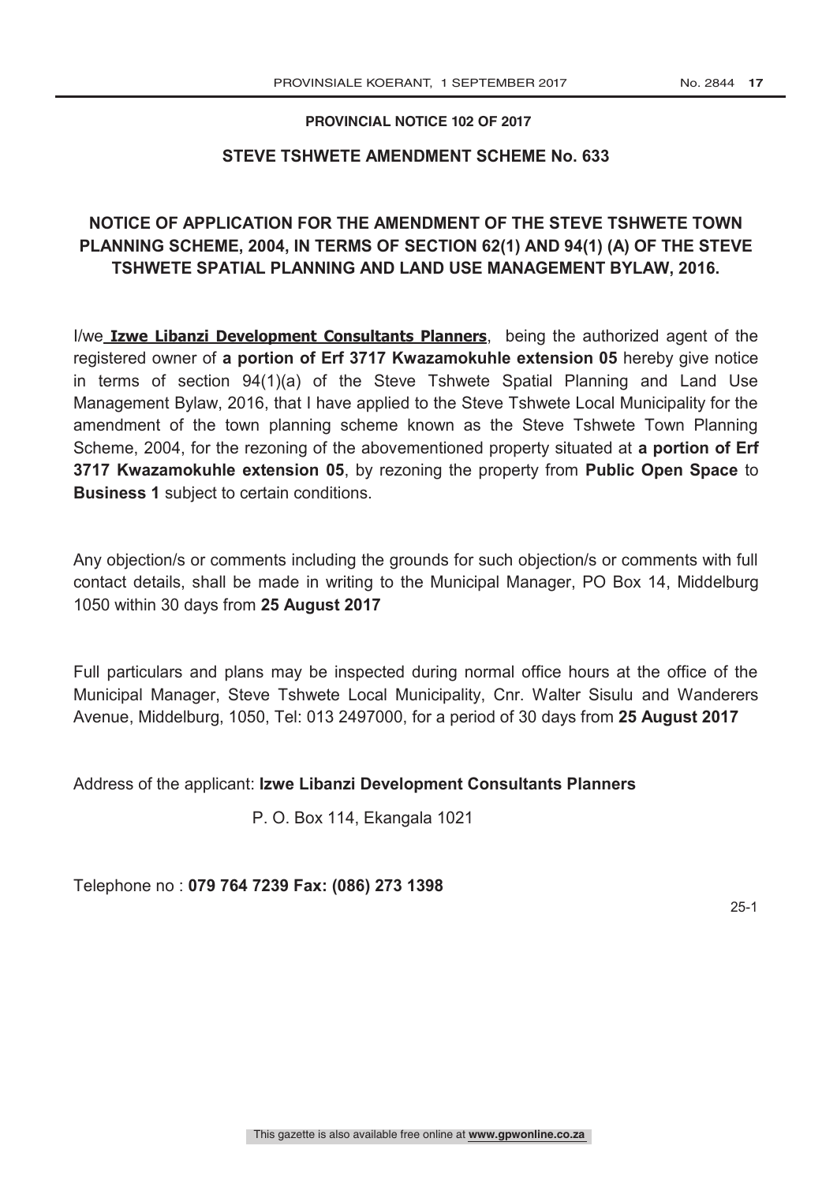**PROVINCIAL NOTICE 102 OF 2017**

## STEVE TSHWETE AMENDMENT SCHEME No. 633

## NOTICE OF APPLICATION FOR THE AMENDMENT OF THE STEVE TSHWETE TOWN PLANNING SCHEME, 2004, IN TERMS OF SECTION 62(1) AND 94(1) (A) OF THE STEVE TSHWETE SPATIAL PLANNING AND LAND USE MANAGEMENT BYLAW, 2016.

I/we **Izwe Libanzi Development Consultants Planners**, being the authorized agent of the registered owner of **a portion of Erf 3717 Kwazamokuhle extension 05** hereby give notice in terms of section 94(1)(a) of the Steve Tshwete Spatial Planning and Land Use Management Bylaw, 2016, that I have applied to the Steve Tshwete Local Municipality for the amendment of the town planning scheme known as the Steve Tshwete Town Planning Scheme, 2004, for the rezoning of the abovementioned property situated at **a portion of Erf 3717 Kwazamokuhle extension 05**, by rezoning the property from **Public Open Space** to **Business 1** subject to certain conditions.

Any objection/s or comments including the grounds for such objection/s or comments with full contact details, shall be made in writing to the Municipal Manager, PO Box 14, Middelburg 1050 within 30 days from **25 August 2017**

Full particulars and plans may be inspected during normal office hours at the office of the Municipal Manager, Steve Tshwete Local Municipality, Cnr. Walter Sisulu and Wanderers Avenue, Middelburg, 1050, Tel: 013 2497000, for a period of 30 days from **25 August 2017**

Address of the applicant: **Izwe Libanzi Development Consultants Planners**

P. O. Box 114, Ekangala 1021

Telephone no : **079 764 7239 Fax: (086) 273 1398**

25-1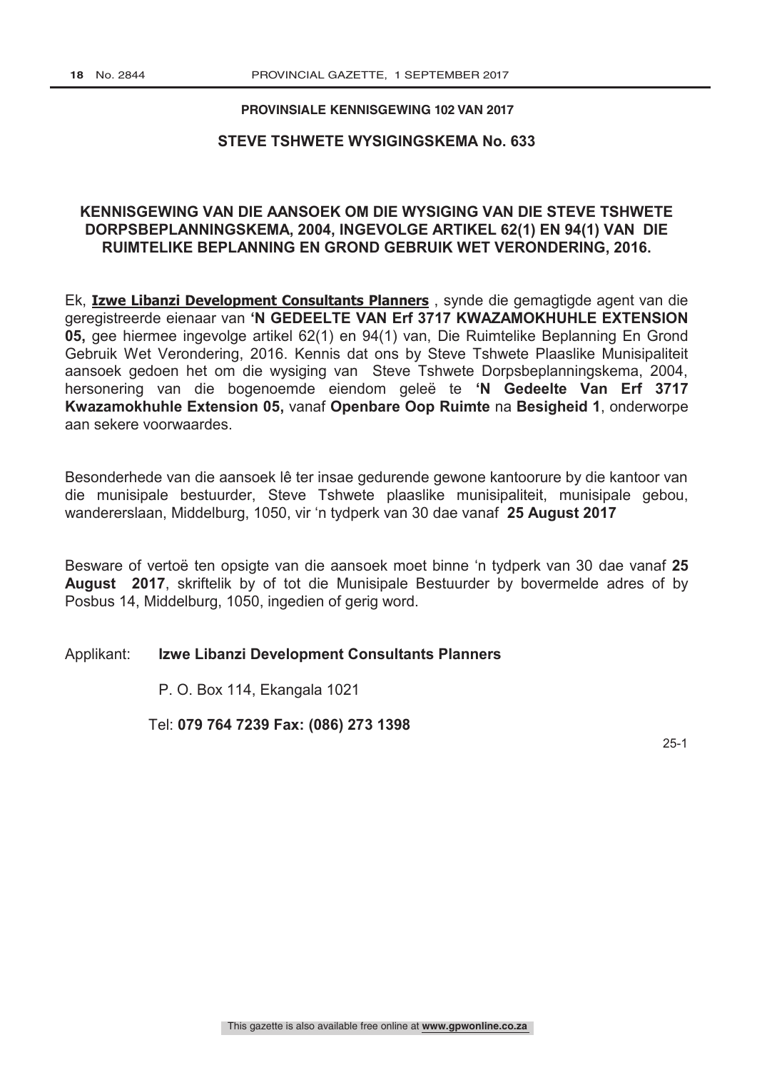## PROVINSIALE KENNISGEWING 102 VAN 2017

## STEVE TSHWETE WYSIGINGSKEMA No. 633

### KENNISGEWING VAN DIE AANSOEK OM DIE WYSIGING VAN DIE STEVE TSHWETE DORPSBEPLANNINGSKEMA, 2004, INGEVOLGE ARTIKEL 62(1) EN 94(1) VAN DIE RUIMTELIKE BEPLANNING EN GROND GEBRUIK WET VERONDERING, 2016.

Ek, **Izwe Libanzi Development Consultants Planners** , synde die gemagtigde agent van die geregistreerde eienaar van **'N GEDEELTE VAN Erf 3717 KWAZAMOKHUHLE EXTENSION 05,** gee hiermee ingevolge artikel 62(1) en 94(1) van, Die Ruimtelike Beplanning En Grond Gebruik Wet Verondering, 2016. Kennis dat ons by Steve Tshwete Plaaslike Munisipaliteit aansoek gedoen het om die wysiging van Steve Tshwete Dorpsbeplanningskema, 2004, hersonering van die bogenoemde eiendom geleë te **'N Gedeelte Van Erf 3717 Kwazamokhuhle Extension 05,** vanaf **Openbare Oop Ruimte** na **Besigheid 1**, onderworpe aan sekere voorwaardes.

Besonderhede van die aansoek lê ter insae gedurende gewone kantoorure by die kantoor van die munisipale bestuurder, Steve Tshwete plaaslike munisipaliteit, munisipale gebou, wandererslaan, Middelburg, 1050, vir 'n tydperk van 30 dae vanaf **25 August 2017**

Besware of vertoë ten opsigte van die aansoek moet binne 'n tydperk van 30 dae vanaf **25 August 2017**, skriftelik by of tot die Munisipale Bestuurder by bovermelde adres of by Posbus 14, Middelburg, 1050, ingedien of gerig word.

Applikant: **Izwe Libanzi Development Consultants Planners**

P. O. Box 114, Ekangala 1021

Tel: **079 764 7239 Fax: (086) 273 1398**

25-1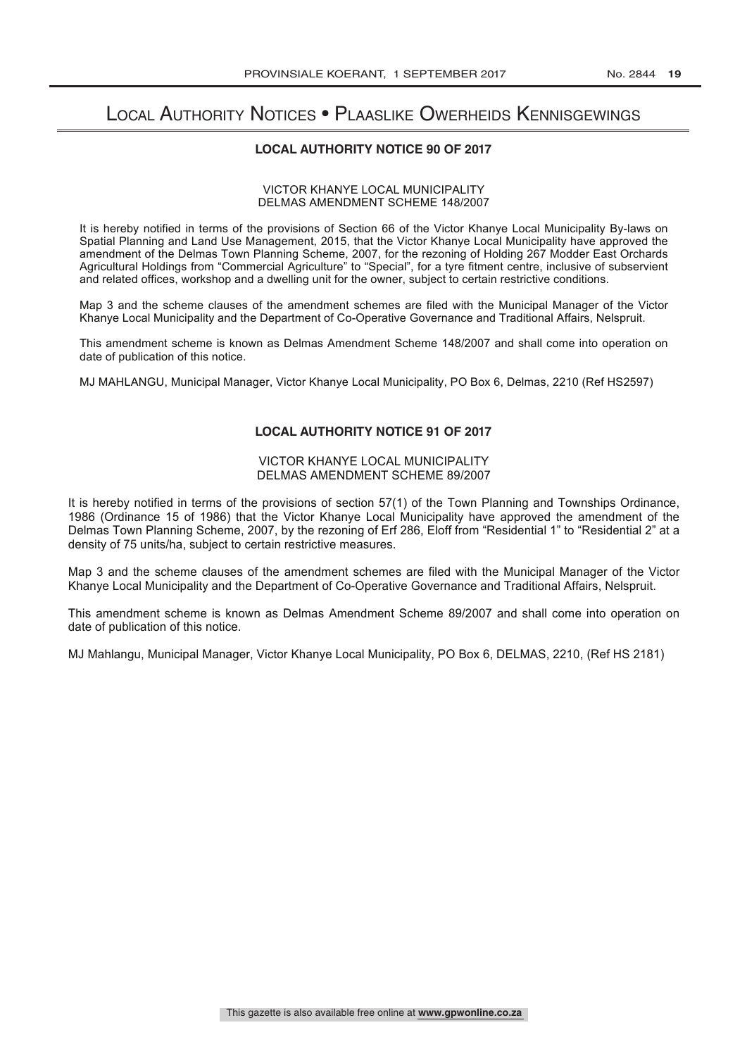# Local Authority Notices • Plaaslike Owerheids Kennisgewings

## LOCAL AUTHORITY NOTICE 90 OF 2017

VICTOR KHANYE LOCAL MUNICIPALITY
DELMAS AMENDMENT SCHEME 148/2007

It is hereby notified in terms of the provisions of Section 66 of the Victor Khanye Local Municipality By-laws on Spatial Planning and Land Use Management, 2015, that the Victor Khanye Local Municipality have approved the amendment of the Delmas Town Planning Scheme, 2007, for the rezoning of Holding 267 Modder East Orchards Agricultural Holdings from "Commercial Agriculture" to "Special", for a tyre fitment centre, inclusive of subservient and related offices, workshop and a dwelling unit for the owner, subject to certain restrictive conditions.

Map 3 and the scheme clauses of the amendment schemes are filed with the Municipal Manager of the Victor Khanye Local Municipality and the Department of Co-Operative Governance and Traditional Affairs, Nelspruit.

This amendment scheme is known as Delmas Amendment Scheme 148/2007 and shall come into operation on date of publication of this notice.

MJ MAHLANGU, Municipal Manager, Victor Khanye Local Municipality, PO Box 6, Delmas, 2210 (Ref HS2597)

## LOCAL AUTHORITY NOTICE 91 OF 2017

VICTOR KHANYE LOCAL MUNICIPALITY
DELMAS AMENDMENT SCHEME 89/2007

It is hereby notified in terms of the provisions of section 57(1) of the Town Planning and Townships Ordinance, 1986 (Ordinance 15 of 1986) that the Victor Khanye Local Municipality have approved the amendment of the Delmas Town Planning Scheme, 2007, by the rezoning of Erf 286, Eloff from "Residential 1" to "Residential 2" at a density of 75 units/ha, subject to certain restrictive measures.

Map 3 and the scheme clauses of the amendment schemes are filed with the Municipal Manager of the Victor Khanye Local Municipality and the Department of Co-Operative Governance and Traditional Affairs, Nelspruit.

This amendment scheme is known as Delmas Amendment Scheme 89/2007 and shall come into operation on date of publication of this notice.

MJ Mahlangu, Municipal Manager, Victor Khanye Local Municipality, PO Box 6, DELMAS, 2210, (Ref HS 2181)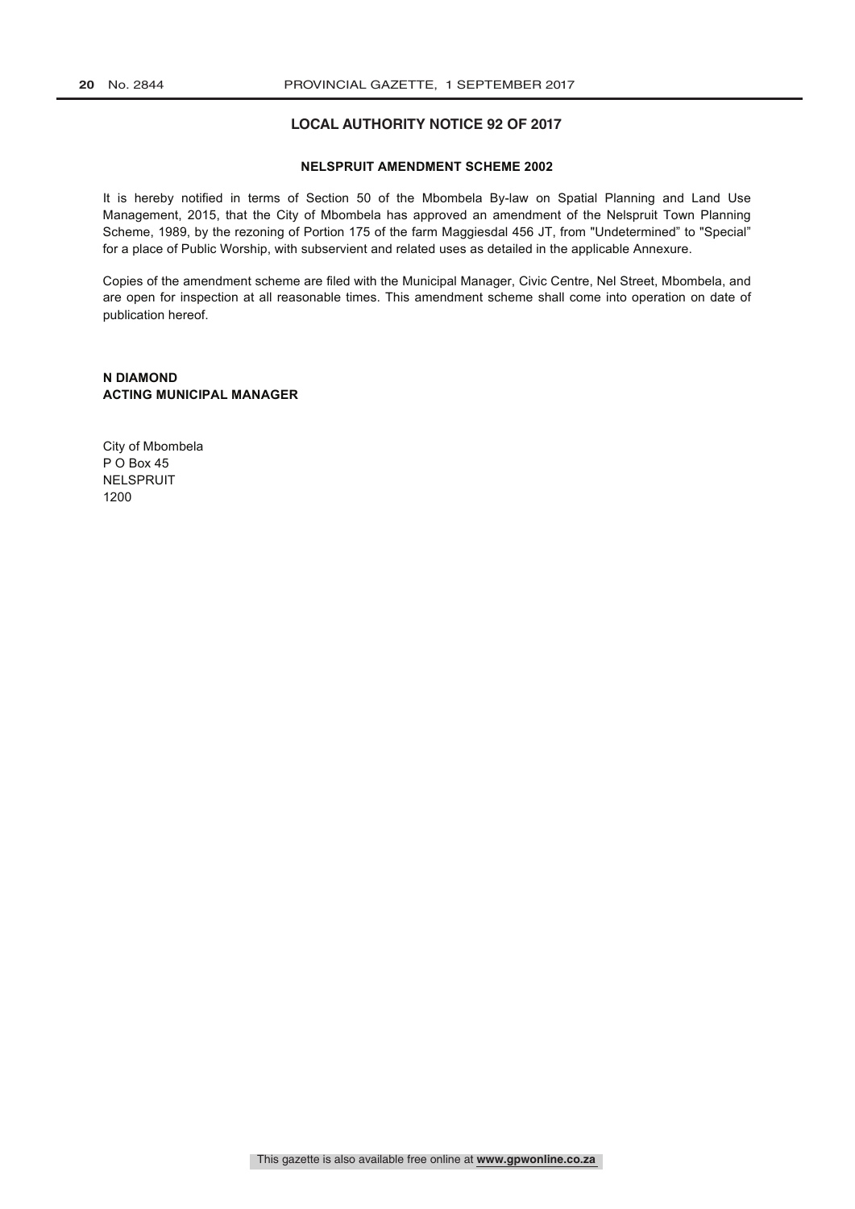## LOCAL AUTHORITY NOTICE 92 OF 2017

### NELSPRUIT AMENDMENT SCHEME 2002

It is hereby notified in terms of Section 50 of the Mbombela By-law on Spatial Planning and Land Use Management, 2015, that the City of Mbombela has approved an amendment of the Nelspruit Town Planning Scheme, 1989, by the rezoning of Portion 175 of the farm Maggiesdal 456 JT, from "Undetermined" to "Special" for a place of Public Worship, with subservient and related uses as detailed in the applicable Annexure.

Copies of the amendment scheme are filed with the Municipal Manager, Civic Centre, Nel Street, Mbombela, and are open for inspection at all reasonable times. This amendment scheme shall come into operation on date of publication hereof.

**N DIAMOND**
**ACTING MUNICIPAL MANAGER**

City of Mbombela
P O Box 45
NELSPRUIT
1200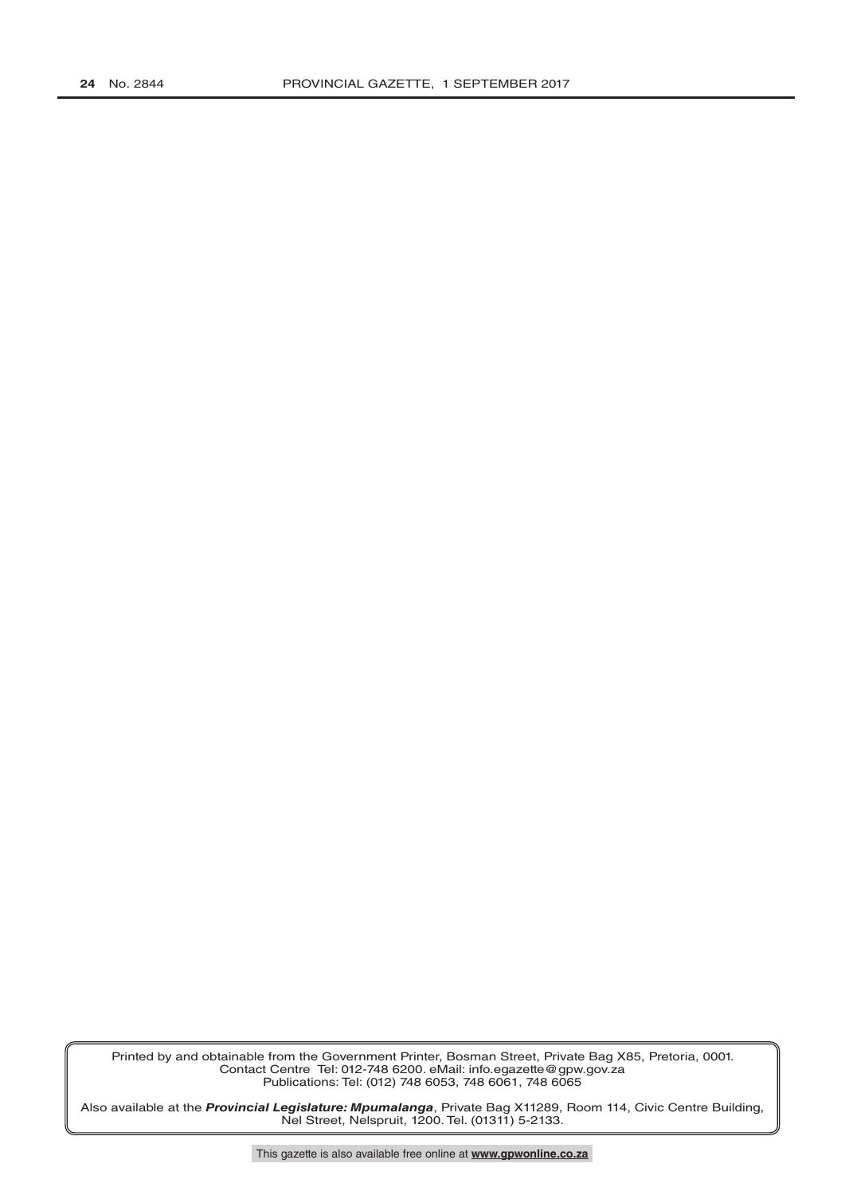Printed by and obtainable from the Government Printer, Bosman Street, Private Bag X85, Pretoria, 0001.
Contact Centre Tel: 012-748 6200. eMail: info.egazette@gpw.gov.za
Publications: Tel: (012) 748 6053, 748 6061, 748 6065

Also available at the ***Provincial Legislature: Mpumalanga***, Private Bag X11289, Room 114, Civic Centre Building, Nel Street, Nelspruit, 1200. Tel. (01311) 5-2133.

This gazette is also available free online at **www.gpwonline.co.za**